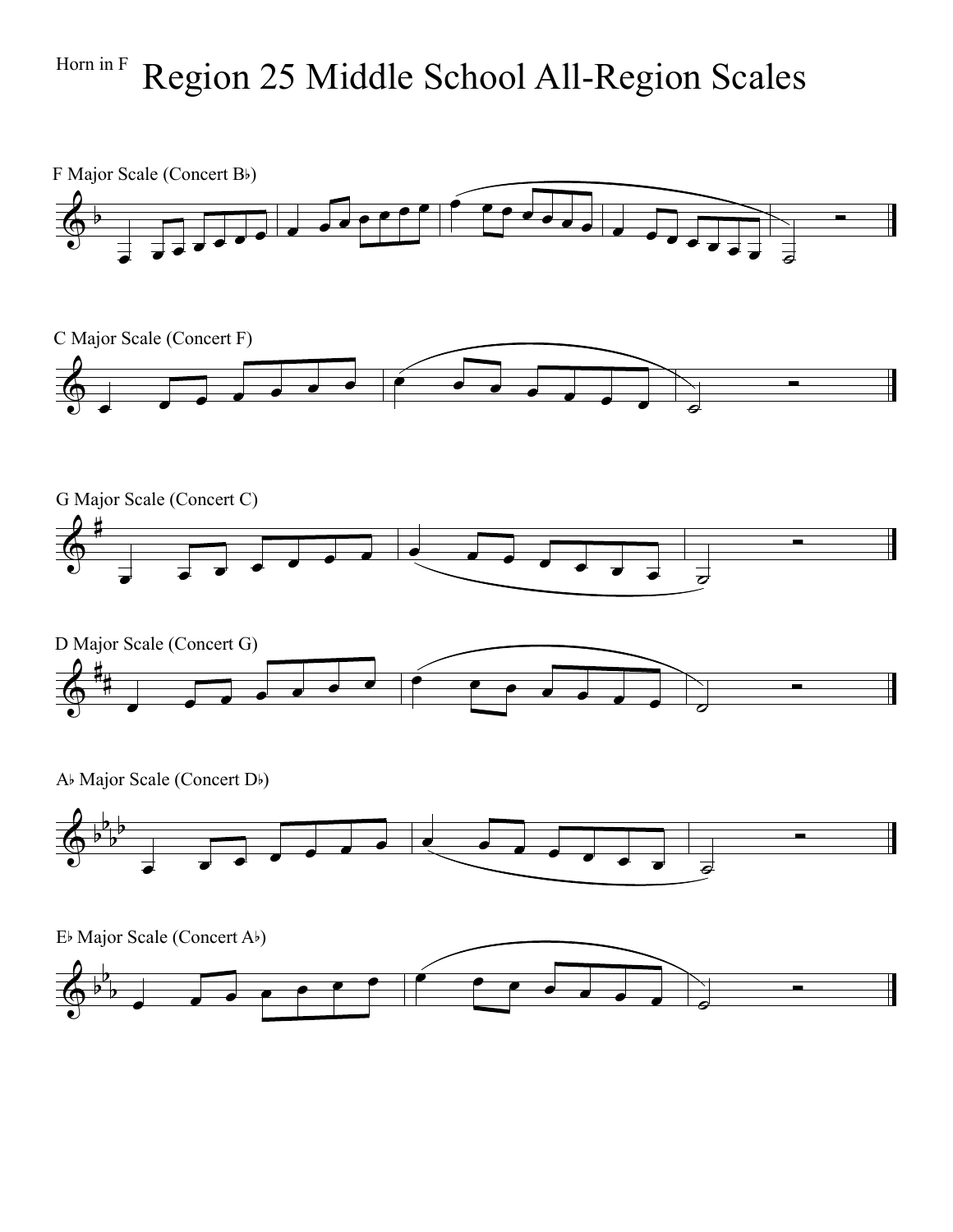Horn in F

# Region 25 Middle School All-Region Scales

F Major Scale (Concert B♭)

C Major Scale (Concert F)

G Major Scale (Concert C)

D Major Scale (Concert G)

A♭ Major Scale (Concert D♭)

E♭ Major Scale (Concert A♭)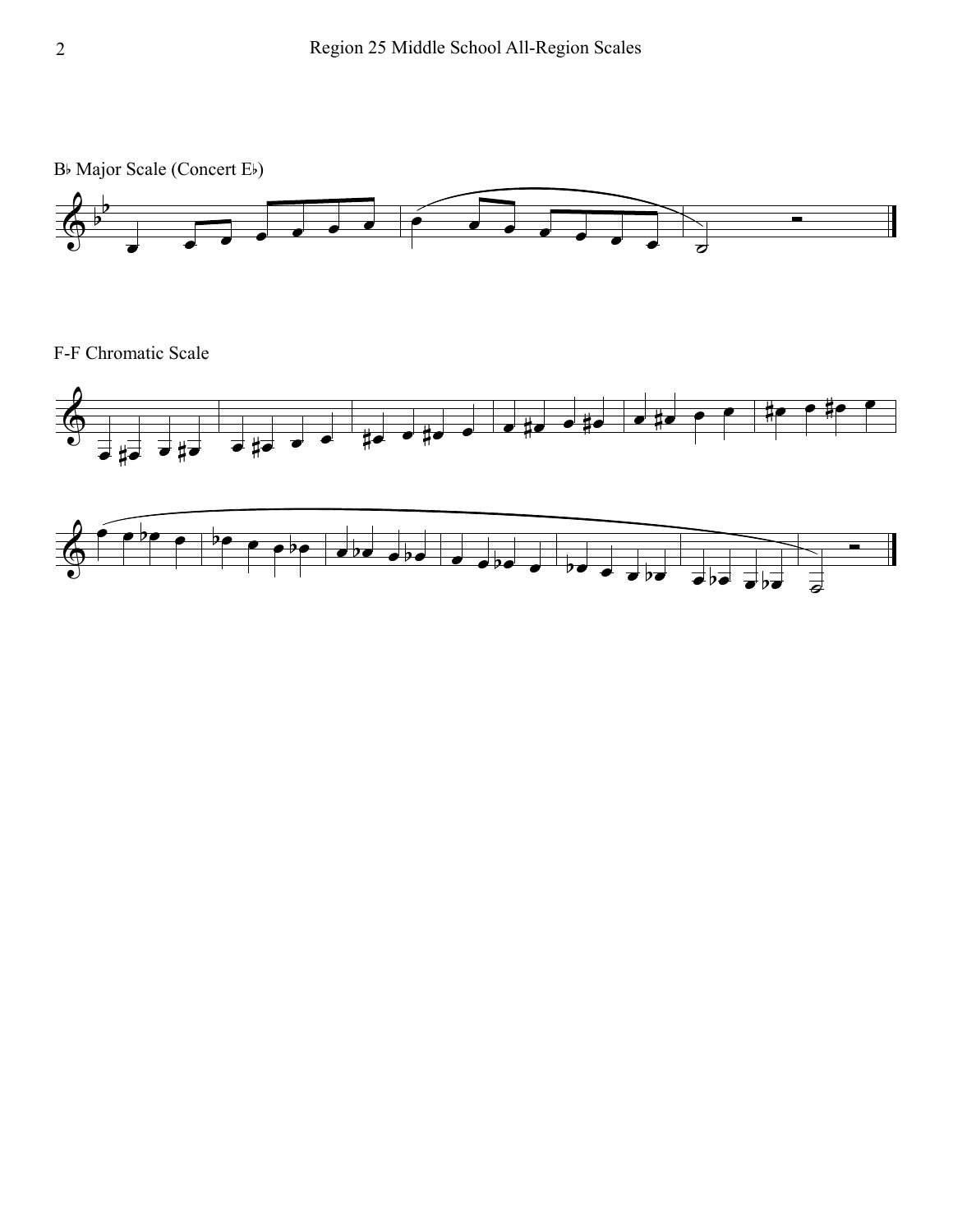B♭ Major Scale (Concert E♭)

F-F Chromatic Scale